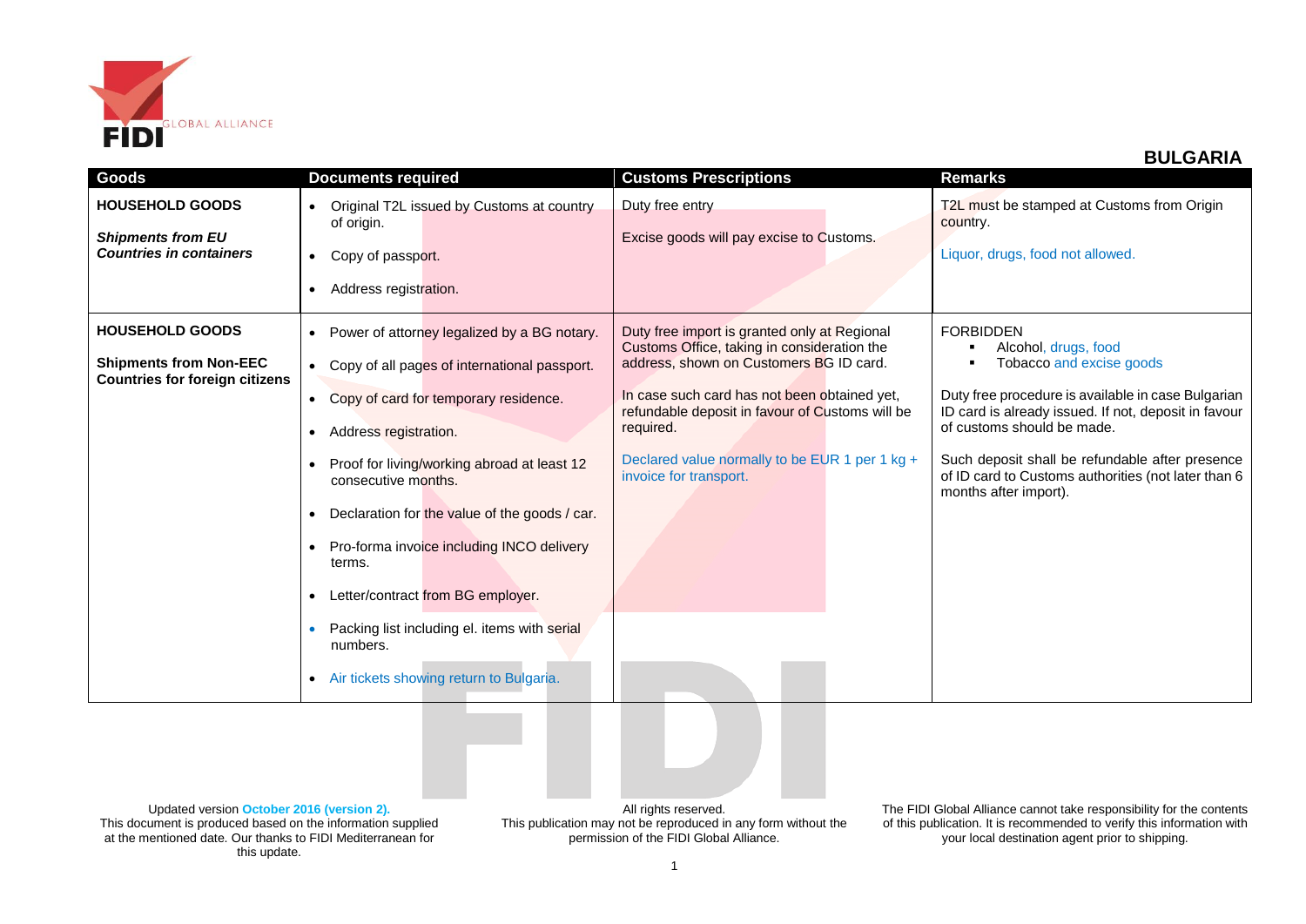# BULGARIA

| Goods | Documents required | Customs Prescriptions | Remarks |
|---|---|---|---|
| **HOUSEHOLD GOODS**<br><br>***Shipments from EU Countries in containers*** | • Original T2L issued by Customs at country of origin.<br>• Copy of passport.<br>• Address registration. | Duty free entry<br><br>Excise goods will pay excise to Customs. | T2L must be stamped at Customs from Origin country.<br><br>Liquor, drugs, food not allowed. |
| **HOUSEHOLD GOODS**<br><br>**Shipments from Non-EEC Countries for foreign citizens** | • Power of attorney legalized by a BG notary.<br>• Copy of all pages of international passport.<br>• Copy of card for temporary residence.<br>• Address registration.<br>• Proof for living/working abroad at least 12 consecutive months.<br>• Declaration for the value of the goods / car.<br>• Pro-forma invoice including INCO delivery terms.<br>• Letter/contract from BG employer.<br>• Packing list including el. items with serial numbers.<br>• Air tickets showing return to Bulgaria. | Duty free import is granted only at Regional Customs Office, taking in consideration the address, shown on Customers BG ID card.<br><br>In case such card has not been obtained yet, refundable deposit in favour of Customs will be required.<br><br>Declared value normally to be EUR 1 per 1 kg + invoice for transport. | FORBIDDEN<br>▪ Alcohol, drugs, food<br>▪ Tobacco and excise goods<br><br>Duty free procedure is available in case Bulgarian ID card is already issued. If not, deposit in favour of customs should be made.<br><br>Such deposit shall be refundable after presence of ID card to Customs authorities (not later than 6 months after import). |

Updated version October 2016 (version 2).
This document is produced based on the information supplied at the mentioned date. Our thanks to FIDI Mediterranean for this update.

All rights reserved.
This publication may not be reproduced in any form without the permission of the FIDI Global Alliance.

The FIDI Global Alliance cannot take responsibility for the contents of this publication. It is recommended to verify this information with your local destination agent prior to shipping.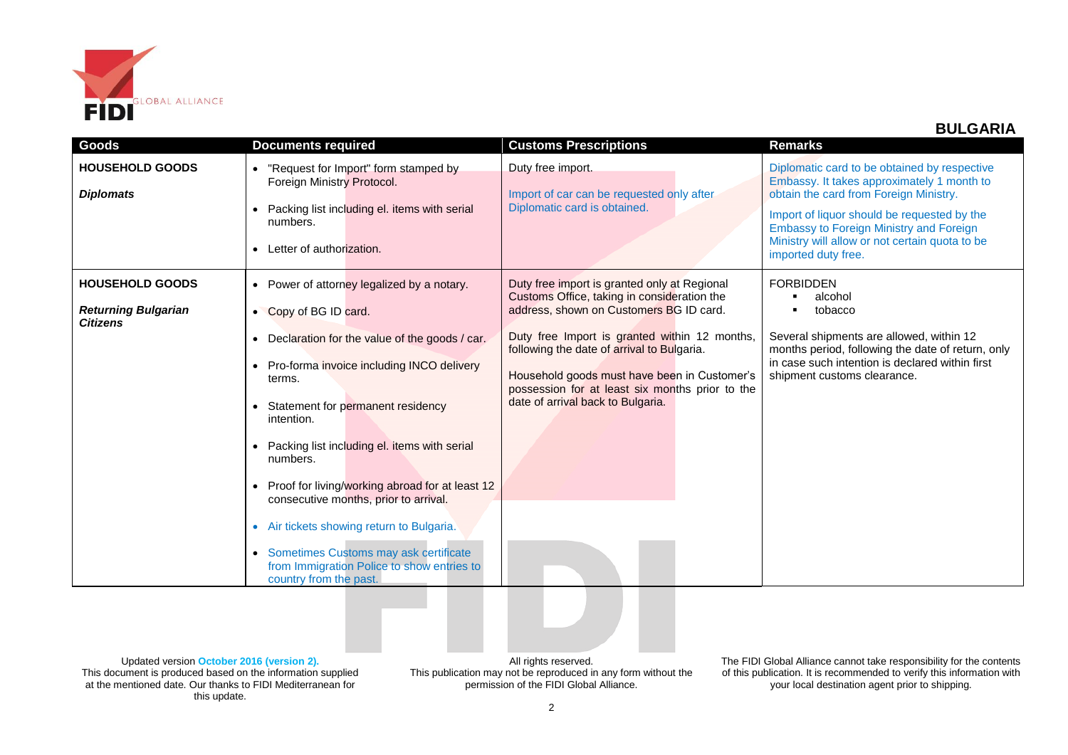## BULGARIA

| Goods | Documents required | Customs Prescriptions | Remarks |
|---|---|---|---|
| **HOUSEHOLD GOODS**<br><br>***Diplomats*** | • "Request for Import" form stamped by Foreign Ministry Protocol.<br>• Packing list including el. items with serial numbers.<br>• Letter of authorization. | Duty free import.<br><br>Import of car can be requested only after Diplomatic card is obtained. | Diplomatic card to be obtained by respective Embassy. It takes approximately 1 month to obtain the card from Foreign Ministry.<br><br>Import of liquor should be requested by the Embassy to Foreign Ministry and Foreign Ministry will allow or not certain quota to be imported duty free. |
| **HOUSEHOLD GOODS**<br><br>***Returning Bulgarian Citizens*** | • Power of attorney legalized by a notary.<br>• Copy of BG ID card.<br>• Declaration for the value of the goods / car.<br>• Pro-forma invoice including INCO delivery terms.<br>• Statement for permanent residency intention.<br>• Packing list including el. items with serial numbers.<br>• Proof for living/working abroad for at least 12 consecutive months, prior to arrival.<br>• Air tickets showing return to Bulgaria.<br>• Sometimes Customs may ask certificate from Immigration Police to show entries to country from the past. | Duty free import is granted only at Regional Customs Office, taking in consideration the address, shown on Customers BG ID card.<br><br>Duty free Import is granted within 12 months, following the date of arrival to Bulgaria.<br><br>Household goods must have been in Customer's possession for at least six months prior to the date of arrival back to Bulgaria. | FORBIDDEN<br>▪ alcohol<br>▪ tobacco<br><br>Several shipments are allowed, within 12 months period, following the date of return, only in case such intention is declared within first shipment customs clearance. |

Updated version October 2016 (version 2).
This document is produced based on the information supplied at the mentioned date. Our thanks to FIDI Mediterranean for this update.

All rights reserved.
This publication may not be reproduced in any form without the permission of the FIDI Global Alliance.

The FIDI Global Alliance cannot take responsibility for the contents of this publication. It is recommended to verify this information with your local destination agent prior to shipping.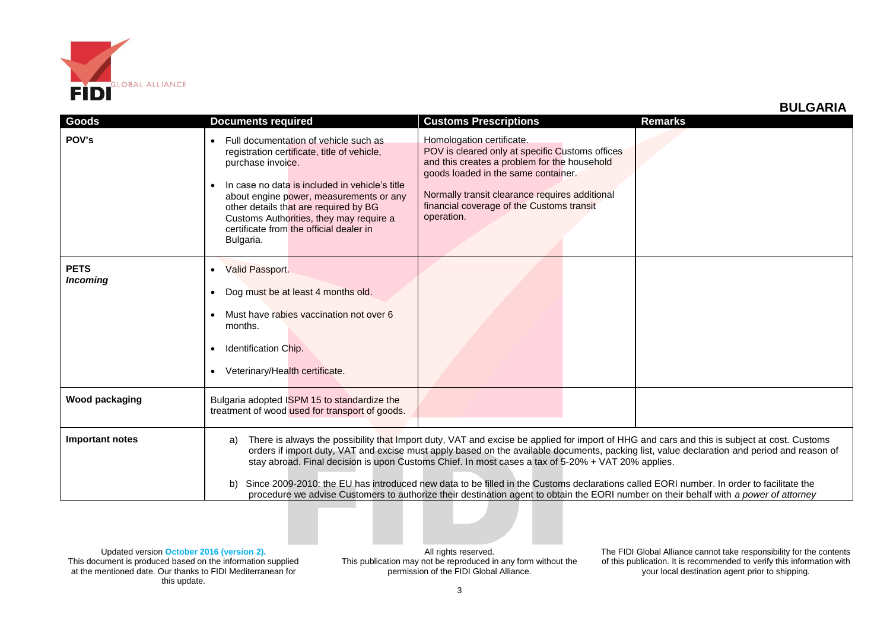## BULGARIA

| Goods | Documents required | Customs Prescriptions | Remarks |
|---|---|---|---|
| **POV's** | • Full documentation of vehicle such as registration certificate, title of vehicle, purchase invoice.<br><br>• In case no data is included in vehicle's title about engine power, measurements or any other details that are required by BG Customs Authorities, they may require a certificate from the official dealer in Bulgaria. | Homologation certificate.<br>POV is cleared only at specific Customs offices and this creates a problem for the household goods loaded in the same container.<br><br>Normally transit clearance requires additional financial coverage of the Customs transit operation. | |
| **PETS**<br>***Incoming*** | • Valid Passport.<br><br>• Dog must be at least 4 months old.<br><br>• Must have rabies vaccination not over 6 months.<br><br>• Identification Chip.<br><br>• Veterinary/Health certificate. | | |
| **Wood packaging** | Bulgaria adopted ISPM 15 to standardize the treatment of wood used for transport of goods. | | |
| **Important notes** | a) There is always the possibility that Import duty, VAT and excise be applied for import of HHG and cars and this is subject at cost. Customs orders if import duty, VAT and excise must apply based on the available documents, packing list, value declaration and period and reason of stay abroad. Final decision is upon Customs Chief. In most cases a tax of 5-20% + VAT 20% applies.<br><br>b) Since 2009-2010: the EU has introduced new data to be filled in the Customs declarations called EORI number. In order to facilitate the procedure we advise Customers to authorize their destination agent to obtain the EORI number on their behalf with *a power of attorney* | | |

Updated version **October 2016 (version 2).**
This document is produced based on the information supplied at the mentioned date. Our thanks to FIDI Mediterranean for this update.

All rights reserved.
This publication may not be reproduced in any form without the permission of the FIDI Global Alliance.

The FIDI Global Alliance cannot take responsibility for the contents of this publication. It is recommended to verify this information with your local destination agent prior to shipping.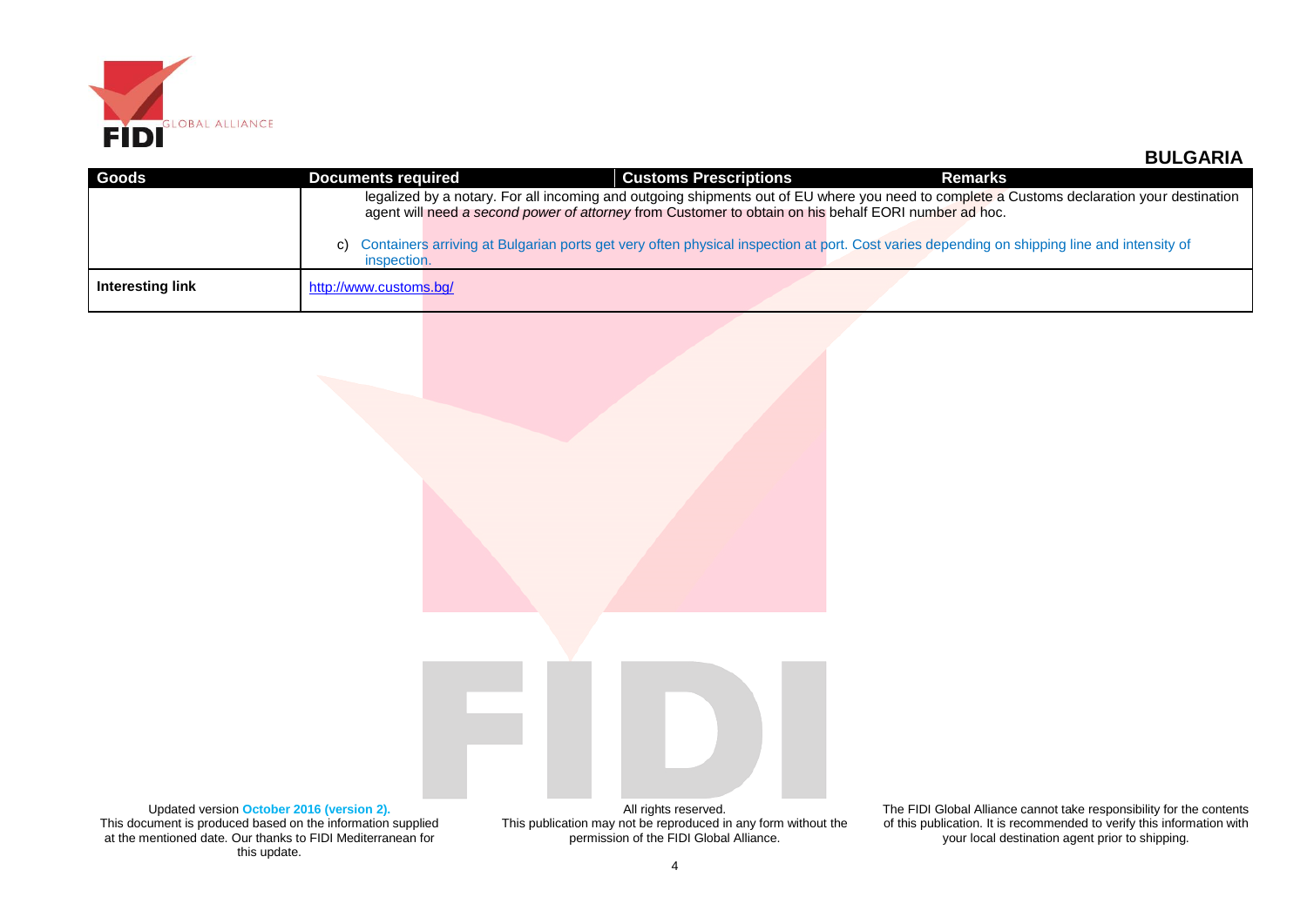## BULGARIA

| Goods | Documents required | Customs Prescriptions | Remarks |
|---|---|---|---|
| | legalized by a notary. For all incoming and outgoing shipments out of EU where you need to complete a Customs declaration your destination agent will need *a second power of attorney* from Customer to obtain on his behalf EORI number ad hoc.<br><br>c) Containers arriving at Bulgarian ports get very often physical inspection at port. Cost varies depending on shipping line and intensity of inspection. | | |
| **Interesting link** | http://www.customs.bg/ | | |

Updated version **October 2016 (version 2).**
This document is produced based on the information supplied at the mentioned date. Our thanks to FIDI Mediterranean for this update.

All rights reserved.
This publication may not be reproduced in any form without the permission of the FIDI Global Alliance.

The FIDI Global Alliance cannot take responsibility for the contents of this publication. It is recommended to verify this information with your local destination agent prior to shipping.